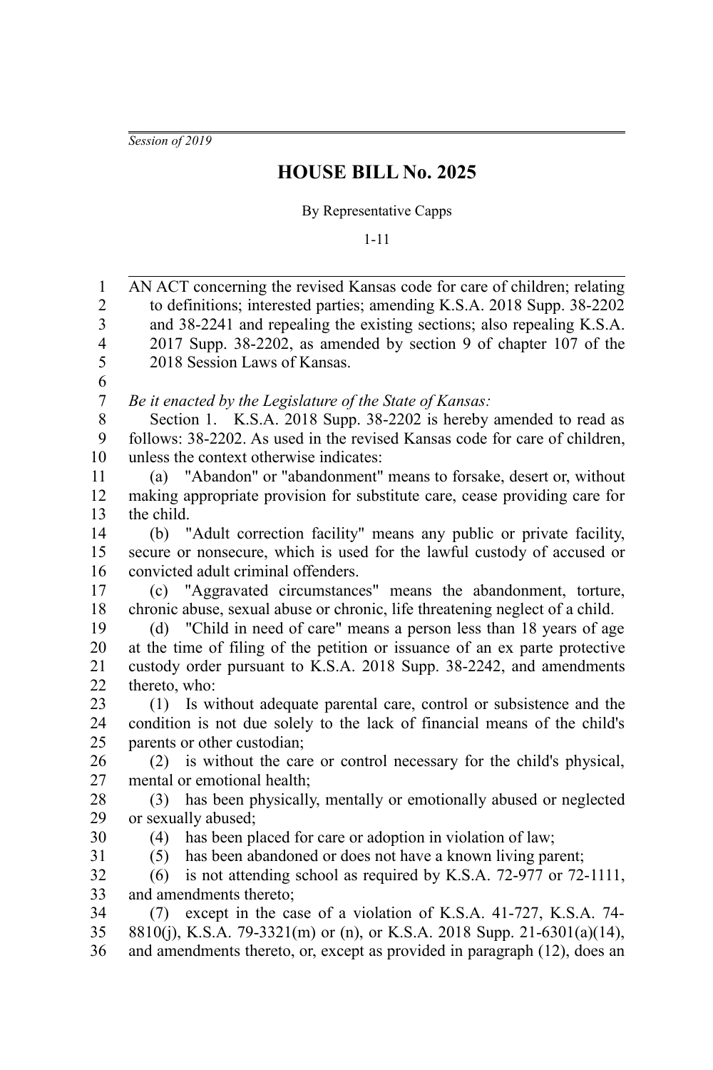*Session of 2019*

# HOUSE BILL No. 2025

By Representative Capps

1-11

AN ACT concerning the revised Kansas code for care of children; relating to definitions; interested parties; amending K.S.A. 2018 Supp. 38-2202 and 38-2241 and repealing the existing sections; also repealing K.S.A. 2017 Supp. 38-2202, as amended by section 9 of chapter 107 of the 2018 Session Laws of Kansas.

*Be it enacted by the Legislature of the State of Kansas:*

Section 1. K.S.A. 2018 Supp. 38-2202 is hereby amended to read as follows: 38-2202. As used in the revised Kansas code for care of children, unless the context otherwise indicates:

(a) "Abandon" or "abandonment" means to forsake, desert or, without making appropriate provision for substitute care, cease providing care for the child.

(b) "Adult correction facility" means any public or private facility, secure or nonsecure, which is used for the lawful custody of accused or convicted adult criminal offenders.

(c) "Aggravated circumstances" means the abandonment, torture, chronic abuse, sexual abuse or chronic, life threatening neglect of a child.

(d) "Child in need of care" means a person less than 18 years of age at the time of filing of the petition or issuance of an ex parte protective custody order pursuant to K.S.A. 2018 Supp. 38-2242, and amendments thereto, who:

(1) Is without adequate parental care, control or subsistence and the condition is not due solely to the lack of financial means of the child's parents or other custodian;

(2) is without the care or control necessary for the child's physical, mental or emotional health;

(3) has been physically, mentally or emotionally abused or neglected or sexually abused;

(4) has been placed for care or adoption in violation of law;

(5) has been abandoned or does not have a known living parent;

(6) is not attending school as required by K.S.A. 72-977 or 72-1111, and amendments thereto;

(7) except in the case of a violation of K.S.A. 41-727, K.S.A. 74-8810(j), K.S.A. 79-3321(m) or (n), or K.S.A. 2018 Supp. 21-6301(a)(14), and amendments thereto, or, except as provided in paragraph (12), does an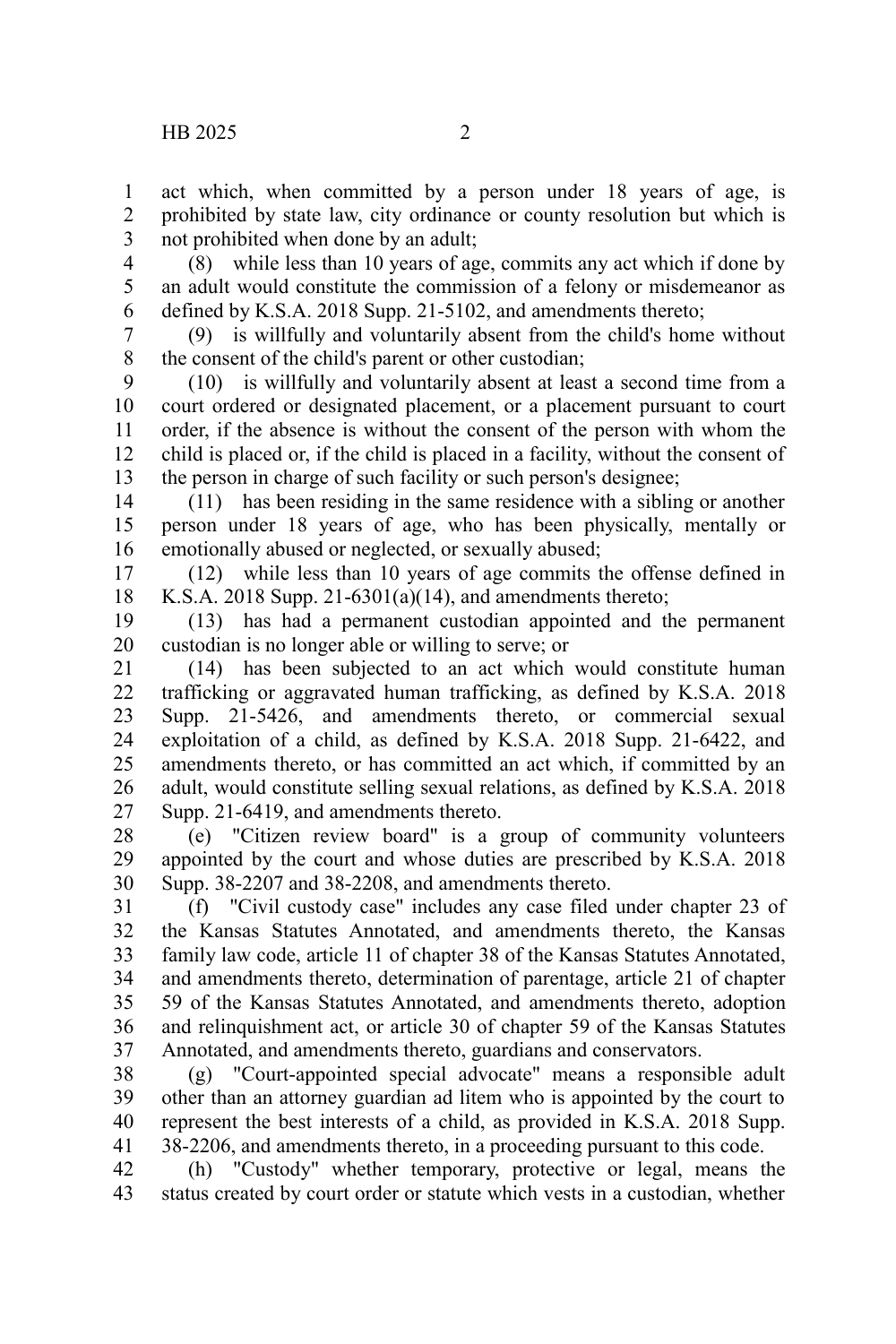act which, when committed by a person under 18 years of age, is prohibited by state law, city ordinance or county resolution but which is not prohibited when done by an adult;

(8) while less than 10 years of age, commits any act which if done by an adult would constitute the commission of a felony or misdemeanor as defined by K.S.A. 2018 Supp. 21-5102, and amendments thereto;

(9) is willfully and voluntarily absent from the child's home without the consent of the child's parent or other custodian;

(10) is willfully and voluntarily absent at least a second time from a court ordered or designated placement, or a placement pursuant to court order, if the absence is without the consent of the person with whom the child is placed or, if the child is placed in a facility, without the consent of the person in charge of such facility or such person's designee;

(11) has been residing in the same residence with a sibling or another person under 18 years of age, who has been physically, mentally or emotionally abused or neglected, or sexually abused;

(12) while less than 10 years of age commits the offense defined in K.S.A. 2018 Supp. 21-6301(a)(14), and amendments thereto;

(13) has had a permanent custodian appointed and the permanent custodian is no longer able or willing to serve; or

(14) has been subjected to an act which would constitute human trafficking or aggravated human trafficking, as defined by K.S.A. 2018 Supp. 21-5426, and amendments thereto, or commercial sexual exploitation of a child, as defined by K.S.A. 2018 Supp. 21-6422, and amendments thereto, or has committed an act which, if committed by an adult, would constitute selling sexual relations, as defined by K.S.A. 2018 Supp. 21-6419, and amendments thereto.

(e) "Citizen review board" is a group of community volunteers appointed by the court and whose duties are prescribed by K.S.A. 2018 Supp. 38-2207 and 38-2208, and amendments thereto.

(f) "Civil custody case" includes any case filed under chapter 23 of the Kansas Statutes Annotated, and amendments thereto, the Kansas family law code, article 11 of chapter 38 of the Kansas Statutes Annotated, and amendments thereto, determination of parentage, article 21 of chapter 59 of the Kansas Statutes Annotated, and amendments thereto, adoption and relinquishment act, or article 30 of chapter 59 of the Kansas Statutes Annotated, and amendments thereto, guardians and conservators.

(g) "Court-appointed special advocate" means a responsible adult other than an attorney guardian ad litem who is appointed by the court to represent the best interests of a child, as provided in K.S.A. 2018 Supp. 38-2206, and amendments thereto, in a proceeding pursuant to this code.

(h) "Custody" whether temporary, protective or legal, means the status created by court order or statute which vests in a custodian, whether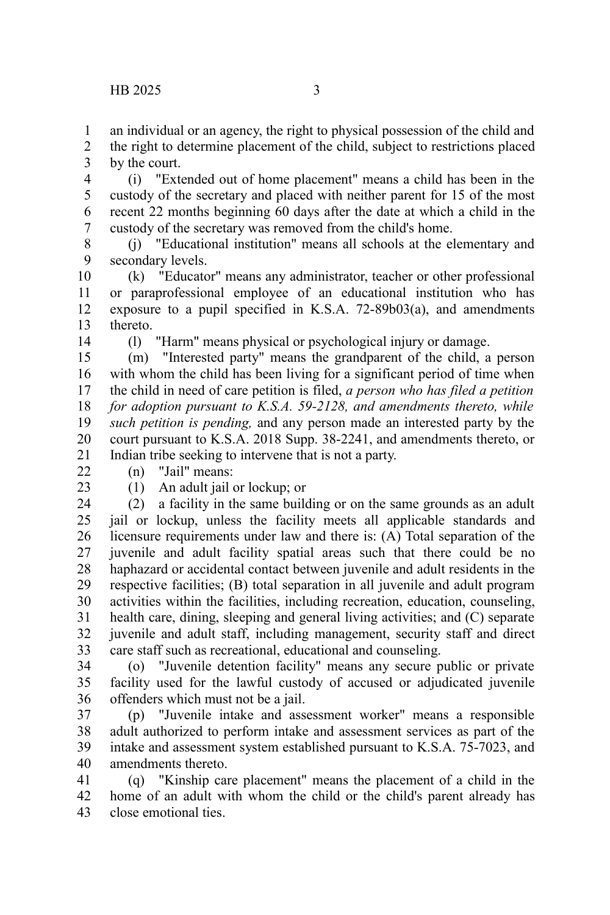an individual or an agency, the right to physical possession of the child and the right to determine placement of the child, subject to restrictions placed by the court.

(i) "Extended out of home placement" means a child has been in the custody of the secretary and placed with neither parent for 15 of the most recent 22 months beginning 60 days after the date at which a child in the custody of the secretary was removed from the child's home.

(j) "Educational institution" means all schools at the elementary and secondary levels.

(k) "Educator" means any administrator, teacher or other professional or paraprofessional employee of an educational institution who has exposure to a pupil specified in K.S.A. 72-89b03(a), and amendments thereto.

(l) "Harm" means physical or psychological injury or damage.

(m) "Interested party" means the grandparent of the child, a person with whom the child has been living for a significant period of time when the child in need of care petition is filed, *a person who has filed a petition for adoption pursuant to K.S.A. 59-2128, and amendments thereto, while such petition is pending,* and any person made an interested party by the court pursuant to K.S.A. 2018 Supp. 38-2241, and amendments thereto, or Indian tribe seeking to intervene that is not a party.

(n) "Jail" means:

(1) An adult jail or lockup; or

(2) a facility in the same building or on the same grounds as an adult jail or lockup, unless the facility meets all applicable standards and licensure requirements under law and there is: (A) Total separation of the juvenile and adult facility spatial areas such that there could be no haphazard or accidental contact between juvenile and adult residents in the respective facilities; (B) total separation in all juvenile and adult program activities within the facilities, including recreation, education, counseling, health care, dining, sleeping and general living activities; and (C) separate juvenile and adult staff, including management, security staff and direct care staff such as recreational, educational and counseling.

(o) "Juvenile detention facility" means any secure public or private facility used for the lawful custody of accused or adjudicated juvenile offenders which must not be a jail.

(p) "Juvenile intake and assessment worker" means a responsible adult authorized to perform intake and assessment services as part of the intake and assessment system established pursuant to K.S.A. 75-7023, and amendments thereto.

(q) "Kinship care placement" means the placement of a child in the home of an adult with whom the child or the child's parent already has close emotional ties.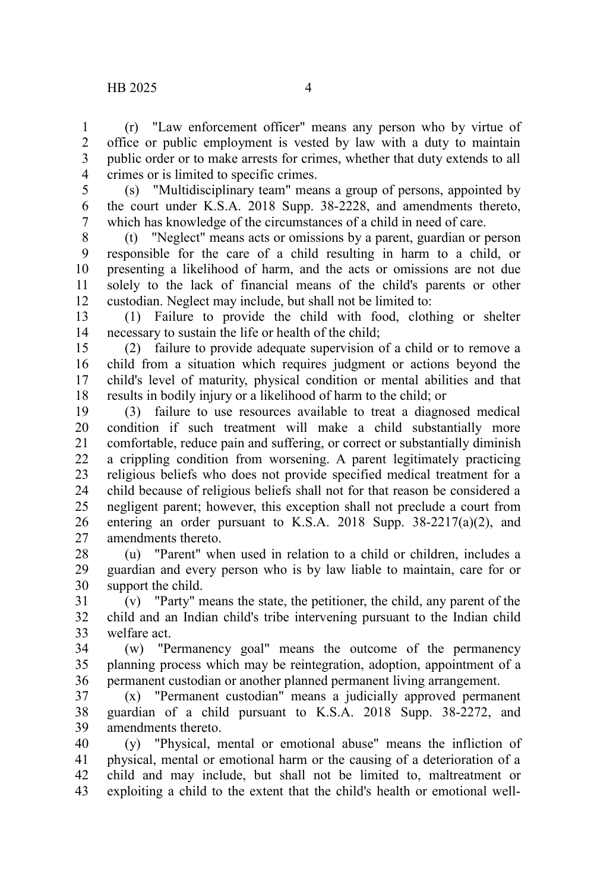(r) "Law enforcement officer" means any person who by virtue of office or public employment is vested by law with a duty to maintain public order or to make arrests for crimes, whether that duty extends to all crimes or is limited to specific crimes.

(s) "Multidisciplinary team" means a group of persons, appointed by the court under K.S.A. 2018 Supp. 38-2228, and amendments thereto, which has knowledge of the circumstances of a child in need of care.

(t) "Neglect" means acts or omissions by a parent, guardian or person responsible for the care of a child resulting in harm to a child, or presenting a likelihood of harm, and the acts or omissions are not due solely to the lack of financial means of the child's parents or other custodian. Neglect may include, but shall not be limited to:

(1) Failure to provide the child with food, clothing or shelter necessary to sustain the life or health of the child;

(2) failure to provide adequate supervision of a child or to remove a child from a situation which requires judgment or actions beyond the child's level of maturity, physical condition or mental abilities and that results in bodily injury or a likelihood of harm to the child; or

(3) failure to use resources available to treat a diagnosed medical condition if such treatment will make a child substantially more comfortable, reduce pain and suffering, or correct or substantially diminish a crippling condition from worsening. A parent legitimately practicing religious beliefs who does not provide specified medical treatment for a child because of religious beliefs shall not for that reason be considered a negligent parent; however, this exception shall not preclude a court from entering an order pursuant to K.S.A. 2018 Supp. 38-2217(a)(2), and amendments thereto.

(u) "Parent" when used in relation to a child or children, includes a guardian and every person who is by law liable to maintain, care for or support the child.

(v) "Party" means the state, the petitioner, the child, any parent of the child and an Indian child's tribe intervening pursuant to the Indian child welfare act.

(w) "Permanency goal" means the outcome of the permanency planning process which may be reintegration, adoption, appointment of a permanent custodian or another planned permanent living arrangement.

(x) "Permanent custodian" means a judicially approved permanent guardian of a child pursuant to K.S.A. 2018 Supp. 38-2272, and amendments thereto.

(y) "Physical, mental or emotional abuse" means the infliction of physical, mental or emotional harm or the causing of a deterioration of a child and may include, but shall not be limited to, maltreatment or exploiting a child to the extent that the child's health or emotional well-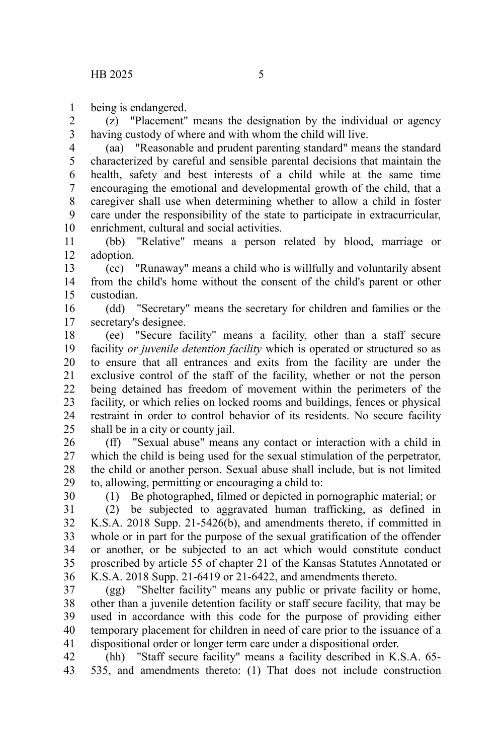being is endangered.

(z) "Placement" means the designation by the individual or agency having custody of where and with whom the child will live.

(aa) "Reasonable and prudent parenting standard" means the standard characterized by careful and sensible parental decisions that maintain the health, safety and best interests of a child while at the same time encouraging the emotional and developmental growth of the child, that a caregiver shall use when determining whether to allow a child in foster care under the responsibility of the state to participate in extracurricular, enrichment, cultural and social activities.

(bb) "Relative" means a person related by blood, marriage or adoption.

(cc) "Runaway" means a child who is willfully and voluntarily absent from the child's home without the consent of the child's parent or other custodian.

(dd) "Secretary" means the secretary for children and families or the secretary's designee.

(ee) "Secure facility" means a facility, other than a staff secure facility *or juvenile detention facility* which is operated or structured so as to ensure that all entrances and exits from the facility are under the exclusive control of the staff of the facility, whether or not the person being detained has freedom of movement within the perimeters of the facility, or which relies on locked rooms and buildings, fences or physical restraint in order to control behavior of its residents. No secure facility shall be in a city or county jail.

(ff) "Sexual abuse" means any contact or interaction with a child in which the child is being used for the sexual stimulation of the perpetrator, the child or another person. Sexual abuse shall include, but is not limited to, allowing, permitting or encouraging a child to:

(1) Be photographed, filmed or depicted in pornographic material; or

(2) be subjected to aggravated human trafficking, as defined in K.S.A. 2018 Supp. 21-5426(b), and amendments thereto, if committed in whole or in part for the purpose of the sexual gratification of the offender or another, or be subjected to an act which would constitute conduct proscribed by article 55 of chapter 21 of the Kansas Statutes Annotated or K.S.A. 2018 Supp. 21-6419 or 21-6422, and amendments thereto.

(gg) "Shelter facility" means any public or private facility or home, other than a juvenile detention facility or staff secure facility, that may be used in accordance with this code for the purpose of providing either temporary placement for children in need of care prior to the issuance of a dispositional order or longer term care under a dispositional order.

(hh) "Staff secure facility" means a facility described in K.S.A. 65-535, and amendments thereto: (1) That does not include construction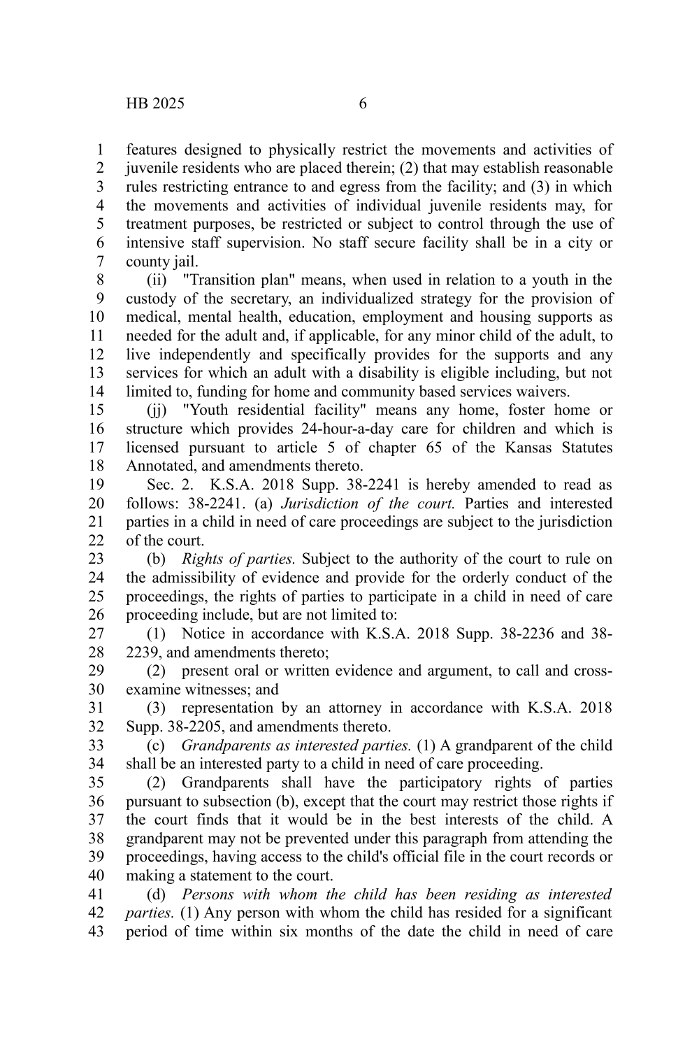features designed to physically restrict the movements and activities of juvenile residents who are placed therein; (2) that may establish reasonable rules restricting entrance to and egress from the facility; and (3) in which the movements and activities of individual juvenile residents may, for treatment purposes, be restricted or subject to control through the use of intensive staff supervision. No staff secure facility shall be in a city or county jail.

(ii) "Transition plan" means, when used in relation to a youth in the custody of the secretary, an individualized strategy for the provision of medical, mental health, education, employment and housing supports as needed for the adult and, if applicable, for any minor child of the adult, to live independently and specifically provides for the supports and any services for which an adult with a disability is eligible including, but not limited to, funding for home and community based services waivers.

(jj) "Youth residential facility" means any home, foster home or structure which provides 24-hour-a-day care for children and which is licensed pursuant to article 5 of chapter 65 of the Kansas Statutes Annotated, and amendments thereto.

Sec. 2. K.S.A. 2018 Supp. 38-2241 is hereby amended to read as follows: 38-2241. (a) *Jurisdiction of the court.* Parties and interested parties in a child in need of care proceedings are subject to the jurisdiction of the court.

(b) *Rights of parties.* Subject to the authority of the court to rule on the admissibility of evidence and provide for the orderly conduct of the proceedings, the rights of parties to participate in a child in need of care proceeding include, but are not limited to:

(1) Notice in accordance with K.S.A. 2018 Supp. 38-2236 and 38-2239, and amendments thereto;

(2) present oral or written evidence and argument, to call and cross-examine witnesses; and

(3) representation by an attorney in accordance with K.S.A. 2018 Supp. 38-2205, and amendments thereto.

(c) *Grandparents as interested parties.* (1) A grandparent of the child shall be an interested party to a child in need of care proceeding.

(2) Grandparents shall have the participatory rights of parties pursuant to subsection (b), except that the court may restrict those rights if the court finds that it would be in the best interests of the child. A grandparent may not be prevented under this paragraph from attending the proceedings, having access to the child's official file in the court records or making a statement to the court.

(d) *Persons with whom the child has been residing as interested parties.* (1) Any person with whom the child has resided for a significant period of time within six months of the date the child in need of care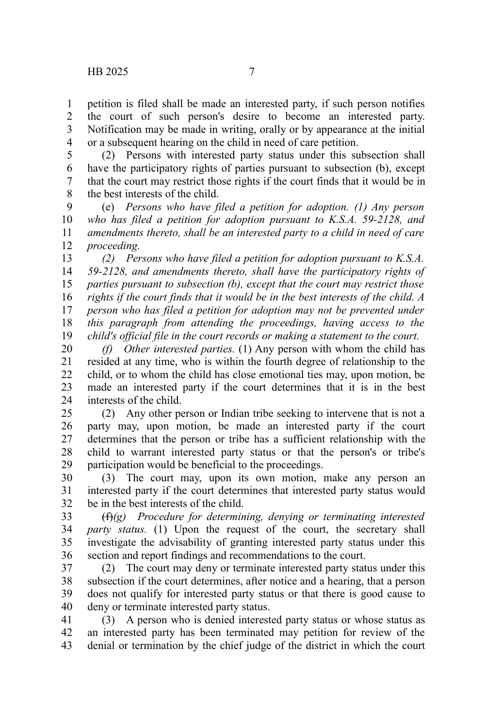petition is filed shall be made an interested party, if such person notifies the court of such person's desire to become an interested party. Notification may be made in writing, orally or by appearance at the initial or a subsequent hearing on the child in need of care petition.

(2) Persons with interested party status under this subsection shall have the participatory rights of parties pursuant to subsection (b), except that the court may restrict those rights if the court finds that it would be in the best interests of the child.

(e) *Persons who have filed a petition for adoption. (1) Any person who has filed a petition for adoption pursuant to K.S.A. 59-2128, and amendments thereto, shall be an interested party to a child in need of care proceeding.*

*(2) Persons who have filed a petition for adoption pursuant to K.S.A. 59-2128, and amendments thereto, shall have the participatory rights of parties pursuant to subsection (b), except that the court may restrict those rights if the court finds that it would be in the best interests of the child. A person who has filed a petition for adoption may not be prevented under this paragraph from attending the proceedings, having access to the child's official file in the court records or making a statement to the court.*

*(f)* *Other interested parties.* (1) Any person with whom the child has resided at any time, who is within the fourth degree of relationship to the child, or to whom the child has close emotional ties may, upon motion, be made an interested party if the court determines that it is in the best interests of the child.

(2) Any other person or Indian tribe seeking to intervene that is not a party may, upon motion, be made an interested party if the court determines that the person or tribe has a sufficient relationship with the child to warrant interested party status or that the person's or tribe's participation would be beneficial to the proceedings.

(3) The court may, upon its own motion, make any person an interested party if the court determines that interested party status would be in the best interests of the child.

~~(f)~~*(g)* *Procedure for determining, denying or terminating interested party status.* (1) Upon the request of the court, the secretary shall investigate the advisability of granting interested party status under this section and report findings and recommendations to the court.

(2) The court may deny or terminate interested party status under this subsection if the court determines, after notice and a hearing, that a person does not qualify for interested party status or that there is good cause to deny or terminate interested party status.

(3) A person who is denied interested party status or whose status as an interested party has been terminated may petition for review of the denial or termination by the chief judge of the district in which the court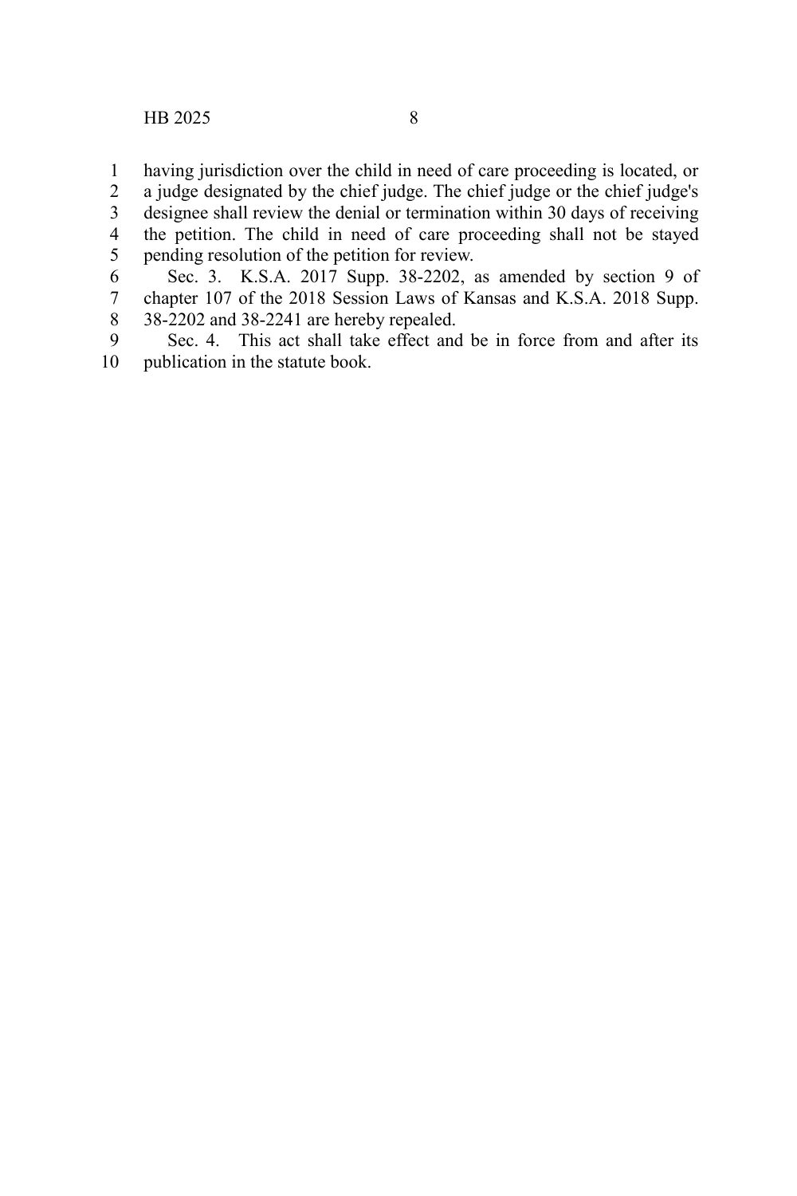having jurisdiction over the child in need of care proceeding is located, or a judge designated by the chief judge. The chief judge or the chief judge's designee shall review the denial or termination within 30 days of receiving the petition. The child in need of care proceeding shall not be stayed pending resolution of the petition for review.

Sec. 3. K.S.A. 2017 Supp. 38-2202, as amended by section 9 of chapter 107 of the 2018 Session Laws of Kansas and K.S.A. 2018 Supp. 38-2202 and 38-2241 are hereby repealed.

Sec. 4. This act shall take effect and be in force from and after its publication in the statute book.